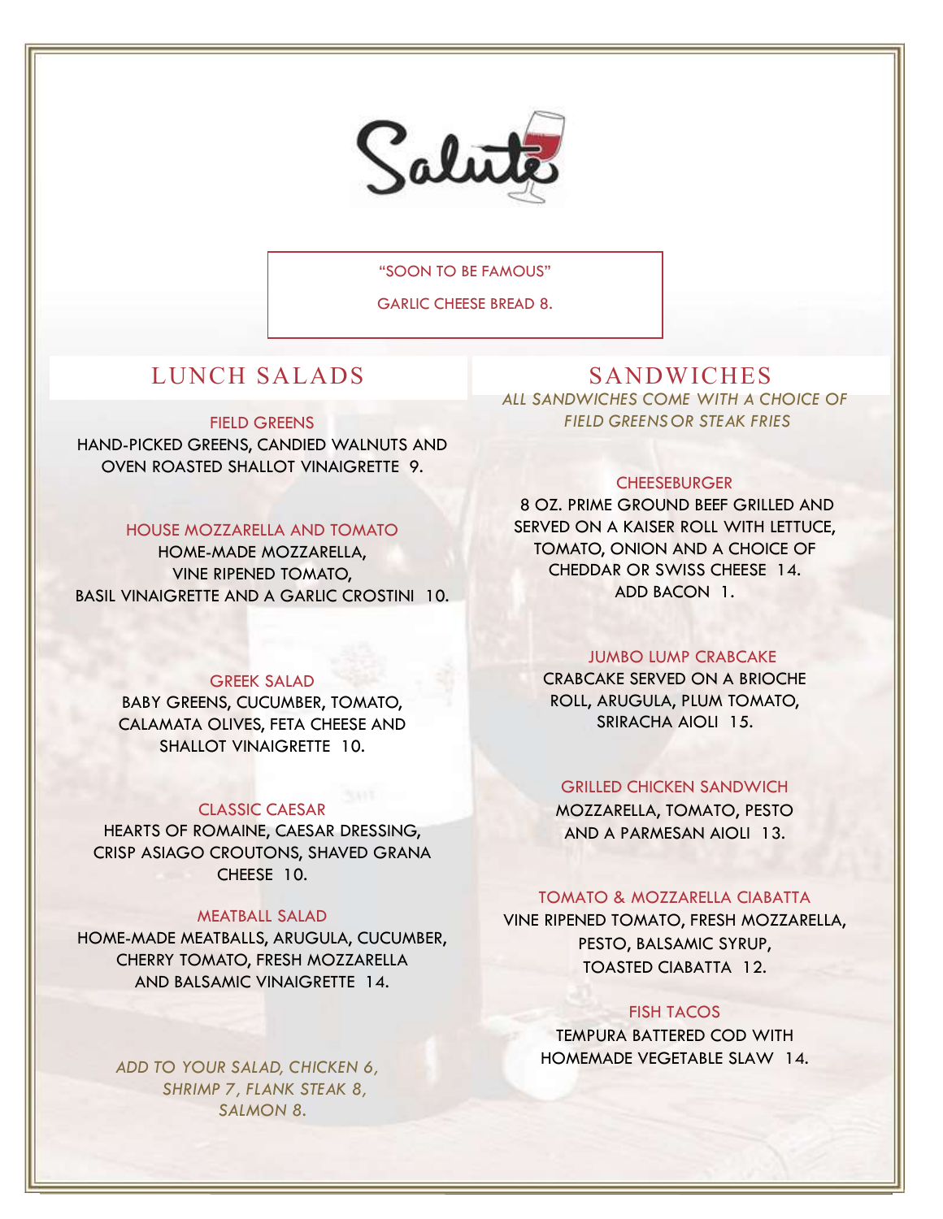# Salute

"SOON TO BE FAMOUS"

GARLIC CHEESE BREAD 8.

## LUNCH SALADS

### FIELD GREENS

HAND-PICKED GREENS, CANDIED WALNUTS AND OVEN ROASTED SHALLOT VINAIGRETTE 9.

### HOUSE MOZZARELLA AND TOMATO

HOME-MADE MOZZARELLA, VINE RIPENED TOMATO, BASIL VINAIGRETTE AND A GARLIC CROSTINI 10.

### GREEK SALAD

BABY GREENS, CUCUMBER, TOMATO, CALAMATA OLIVES, FETA CHEESE AND SHALLOT VINAIGRETTE 10.

### CLASSIC CAESAR

HEARTS OF ROMAINE, CAESAR DRESSING, CRISP ASIAGO CROUTONS, SHAVED GRANA CHEESE 10.

### MEATBALL SALAD

HOME-MADE MEATBALLS, ARUGULA, CUCUMBER, CHERRY TOMATO, FRESH MOZZARELLA AND BALSAMIC VINAIGRETTE 14.

*ADD TO YOUR SALAD, CHICKEN 6, SHRIMP 7, FLANK STEAK 8, SALMON 8.*

## SANDWICHES

*ALL SANDWICHES COME WITH A CHOICE OF FIELD GREENS OR STEAK FRIES*

### CHEESEBURGER

8 OZ. PRIME GROUND BEEF GRILLED AND SERVED ON A KAISER ROLL WITH LETTUCE, TOMATO, ONION AND A CHOICE OF CHEDDAR OR SWISS CHEESE 14.
ADD BACON 1.

### JUMBO LUMP CRABCAKE

CRABCAKE SERVED ON A BRIOCHE ROLL, ARUGULA, PLUM TOMATO, SRIRACHA AIOLI 15.

### GRILLED CHICKEN SANDWICH

MOZZARELLA, TOMATO, PESTO AND A PARMESAN AIOLI 13.

### TOMATO & MOZZARELLA CIABATTA

VINE RIPENED TOMATO, FRESH MOZZARELLA, PESTO, BALSAMIC SYRUP, TOASTED CIABATTA 12.

### FISH TACOS

TEMPURA BATTERED COD WITH HOMEMADE VEGETABLE SLAW 14.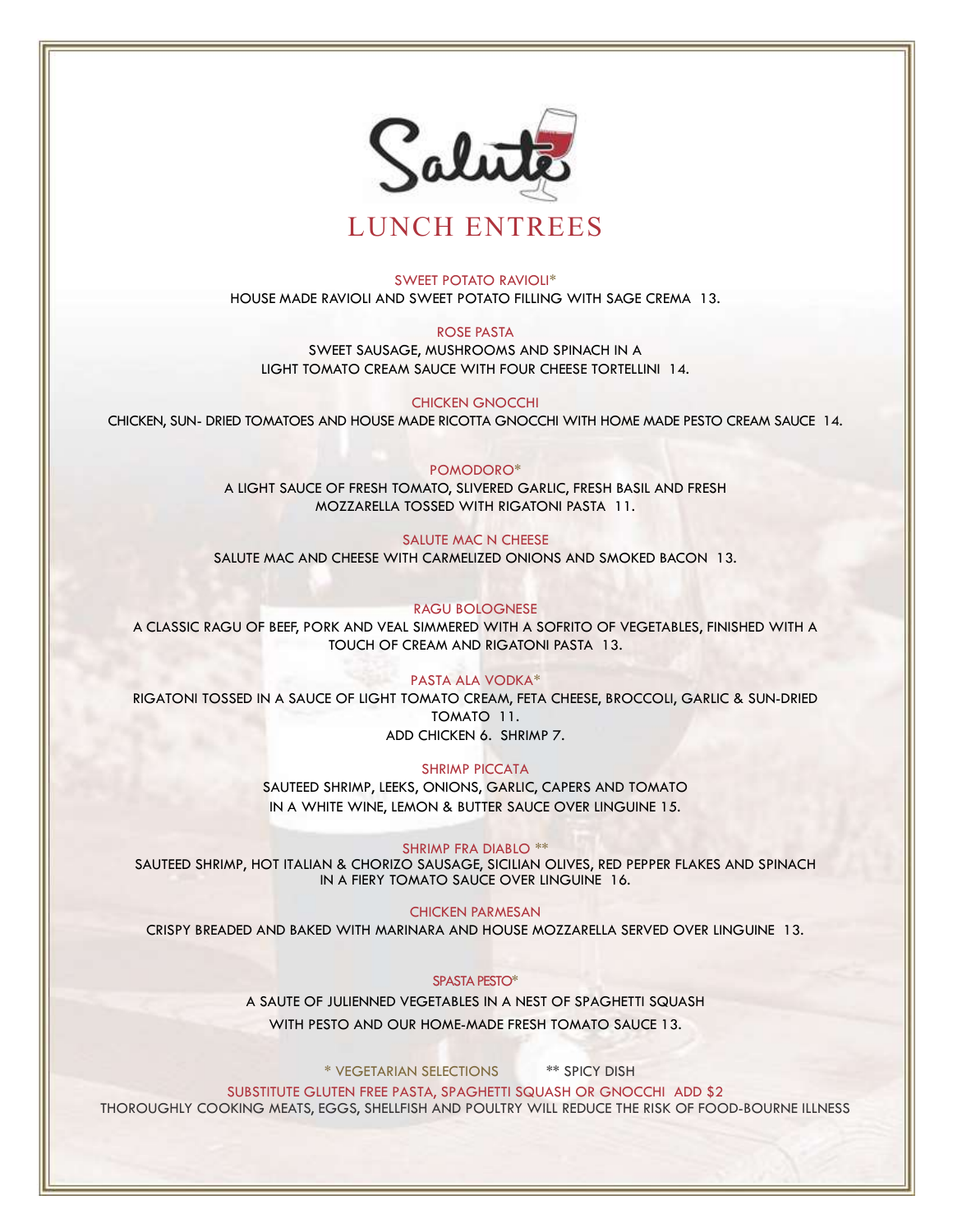# Salute

## LUNCH ENTREES

### SWEET POTATO RAVIOLI*

HOUSE MADE RAVIOLI AND SWEET POTATO FILLING WITH SAGE CREMA 13.

### ROSE PASTA

SWEET SAUSAGE, MUSHROOMS AND SPINACH IN A LIGHT TOMATO CREAM SAUCE WITH FOUR CHEESE TORTELLINI 14.

### CHICKEN GNOCCHI

CHICKEN, SUN- DRIED TOMATOES AND HOUSE MADE RICOTTA GNOCCHI WITH HOME MADE PESTO CREAM SAUCE 14.

### POMODORO*

A LIGHT SAUCE OF FRESH TOMATO, SLIVERED GARLIC, FRESH BASIL AND FRESH MOZZARELLA TOSSED WITH RIGATONI PASTA 11.

### SALUTE MAC N CHEESE

SALUTE MAC AND CHEESE WITH CARMELIZED ONIONS AND SMOKED BACON 13.

### RAGU BOLOGNESE

A CLASSIC RAGU OF BEEF, PORK AND VEAL SIMMERED WITH A SOFRITO OF VEGETABLES, FINISHED WITH A TOUCH OF CREAM AND RIGATONI PASTA 13.

### PASTA ALA VODKA*

RIGATONI TOSSED IN A SAUCE OF LIGHT TOMATO CREAM, FETA CHEESE, BROCCOLI, GARLIC & SUN-DRIED TOMATO 11.

ADD CHICKEN 6. SHRIMP 7.

### SHRIMP PICCATA

SAUTEED SHRIMP, LEEKS, ONIONS, GARLIC, CAPERS AND TOMATO IN A WHITE WINE, LEMON & BUTTER SAUCE OVER LINGUINE 15.

### SHRIMP FRA DIABLO **

SAUTEED SHRIMP, HOT ITALIAN & CHORIZO SAUSAGE, SICILIAN OLIVES, RED PEPPER FLAKES AND SPINACH IN A FIERY TOMATO SAUCE OVER LINGUINE 16.

### CHICKEN PARMESAN

CRISPY BREADED AND BAKED WITH MARINARA AND HOUSE MOZZARELLA SERVED OVER LINGUINE 13.

### SPASTA PESTO*

A SAUTE OF JULIENNED VEGETABLES IN A NEST OF SPAGHETTI SQUASH WITH PESTO AND OUR HOME-MADE FRESH TOMATO SAUCE 13.

* VEGETARIAN SELECTIONS ** SPICY DISH

SUBSTITUTE GLUTEN FREE PASTA, SPAGHETTI SQUASH OR GNOCCHI ADD $2

THOROUGHLY COOKING MEATS, EGGS, SHELLFISH AND POULTRY WILL REDUCE THE RISK OF FOOD-BOURNE ILLNESS